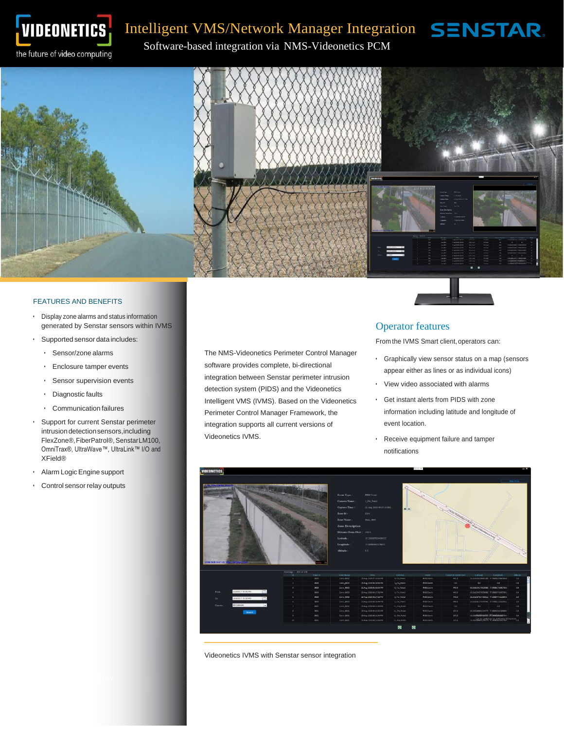# Intelligent VMS/Network Manager Integration

Software-based integration via NMS-Videonetics PCM

## FEATURES AND BENEFITS

- Display zone alarms and status information generated by Senstar sensors within IVMS
- Supported sensor data includes:
  - Sensor/zone alarms
  - Enclosure tamper events
  - Sensor supervision events
  - Diagnostic faults
  - Communication failures
- Support for current Senstar perimeter intrusion detection sensors, including FlexZone®, FiberPatrol®, Senstar LM100, OmniTrax®, UltraWave™, UltraLink™ I/O and XField®
- Alarm Logic Engine support
- Control sensor relay outputs

The NMS-Videonetics Perimeter Control Manager software provides complete, bi-directional integration between Senstar perimeter intrusion detection system (PIDS) and the Videonetics Intelligent VMS (IVMS). Based on the Videonetics Perimeter Control Manager Framework, the integration supports all current versions of Videonetics IVMS.

## Operator features

From the IVMS Smart client, operators can:

- Graphically view sensor status on a map (sensors appear either as lines or as individual icons)
- View video associated with alarms
- Get instant alerts from PIDS with zone information including latitude and longitude of event location.
- Receive equipment failure and tamper notifications

Videonetics IVMS with Senstar sensor integration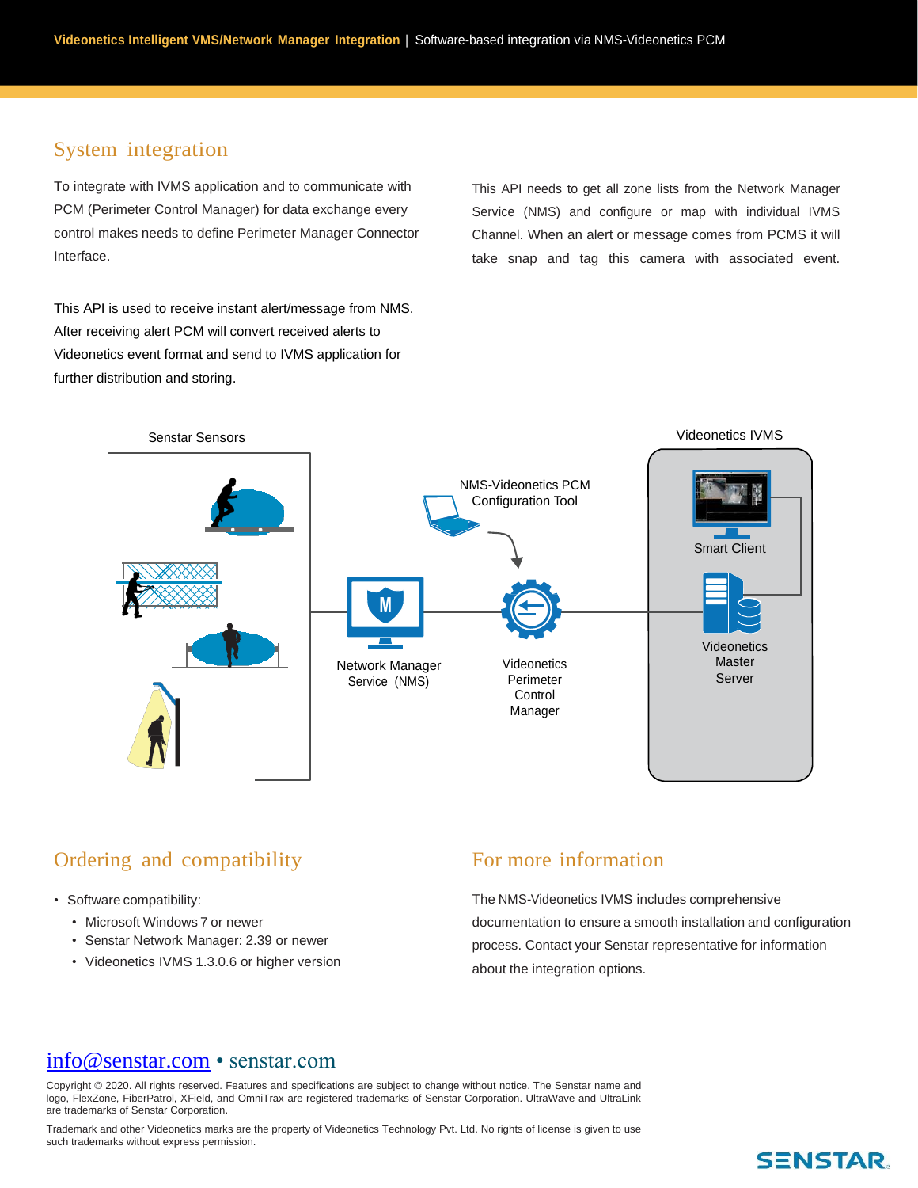## System integration

To integrate with IVMS application and to communicate with PCM (Perimeter Control Manager) for data exchange every control makes needs to define Perimeter Manager Connector Interface.

This API is used to receive instant alert/message from NMS. After receiving alert PCM will convert received alerts to Videonetics event format and send to IVMS application for further distribution and storing.

This API needs to get all zone lists from the Network Manager Service (NMS) and configure or map with individual IVMS Channel. When an alert or message comes from PCMS it will take snap and tag this camera with associated event.

Senstar Sensors

NMS-Videonetics PCM Configuration Tool

Videonetics IVMS

Smart Client

Network Manager Service (NMS)

Videonetics Perimeter Control Manager

Videonetics Master Server

## Ordering and compatibility

- Software compatibility:
  - Microsoft Windows 7 or newer
  - Senstar Network Manager: 2.39 or newer
  - Videonetics IVMS 1.3.0.6 or higher version

## For more information

The NMS-Videonetics IVMS includes comprehensive documentation to ensure a smooth installation and configuration process. Contact your Senstar representative for information about the integration options.

info@senstar.com • senstar.com

Copyright © 2020. All rights reserved. Features and specifications are subject to change without notice. The Senstar name and logo, FlexZone, FiberPatrol, XField, and OmniTrax are registered trademarks of Senstar Corporation. UltraWave and UltraLink are trademarks of Senstar Corporation.

Trademark and other Videonetics marks are the property of Videonetics Technology Pvt. Ltd. No rights of license is given to use such trademarks without express permission.

SENSTAR